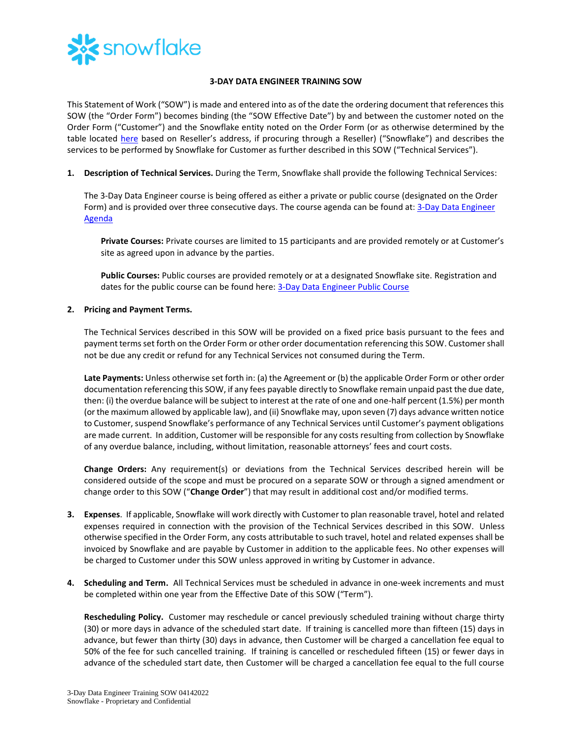# 3-DAY DATA ENGINEER TRAINING SOW

This Statement of Work ("SOW") is made and entered into as of the date the ordering document that references this SOW (the "Order Form") becomes binding (the "SOW Effective Date") by and between the customer noted on the Order Form ("Customer") and the Snowflake entity noted on the Order Form (or as otherwise determined by the table located here based on Reseller's address, if procuring through a Reseller) ("Snowflake") and describes the services to be performed by Snowflake for Customer as further described in this SOW ("Technical Services").

1. **Description of Technical Services.** During the Term, Snowflake shall provide the following Technical Services:

   The 3-Day Data Engineer course is being offered as either a private or public course (designated on the Order Form) and is provided over three consecutive days. The course agenda can be found at: 3-Day Data Engineer Agenda

   **Private Courses:** Private courses are limited to 15 participants and are provided remotely or at Customer's site as agreed upon in advance by the parties.

   **Public Courses:** Public courses are provided remotely or at a designated Snowflake site. Registration and dates for the public course can be found here: 3-Day Data Engineer Public Course

2. **Pricing and Payment Terms.**

   The Technical Services described in this SOW will be provided on a fixed price basis pursuant to the fees and payment terms set forth on the Order Form or other order documentation referencing this SOW. Customer shall not be due any credit or refund for any Technical Services not consumed during the Term.

   **Late Payments:** Unless otherwise set forth in: (a) the Agreement or (b) the applicable Order Form or other order documentation referencing this SOW, if any fees payable directly to Snowflake remain unpaid past the due date, then: (i) the overdue balance will be subject to interest at the rate of one and one-half percent (1.5%) per month (or the maximum allowed by applicable law), and (ii) Snowflake may, upon seven (7) days advance written notice to Customer, suspend Snowflake's performance of any Technical Services until Customer's payment obligations are made current. In addition, Customer will be responsible for any costs resulting from collection by Snowflake of any overdue balance, including, without limitation, reasonable attorneys' fees and court costs.

   **Change Orders:** Any requirement(s) or deviations from the Technical Services described herein will be considered outside of the scope and must be procured on a separate SOW or through a signed amendment or change order to this SOW ("**Change Order**") that may result in additional cost and/or modified terms.

3. **Expenses**. If applicable, Snowflake will work directly with Customer to plan reasonable travel, hotel and related expenses required in connection with the provision of the Technical Services described in this SOW. Unless otherwise specified in the Order Form, any costs attributable to such travel, hotel and related expenses shall be invoiced by Snowflake and are payable by Customer in addition to the applicable fees. No other expenses will be charged to Customer under this SOW unless approved in writing by Customer in advance.

4. **Scheduling and Term.** All Technical Services must be scheduled in advance in one-week increments and must be completed within one year from the Effective Date of this SOW ("Term").

   **Rescheduling Policy.** Customer may reschedule or cancel previously scheduled training without charge thirty (30) or more days in advance of the scheduled start date. If training is cancelled more than fifteen (15) days in advance, but fewer than thirty (30) days in advance, then Customer will be charged a cancellation fee equal to 50% of the fee for such cancelled training. If training is cancelled or rescheduled fifteen (15) or fewer days in advance of the scheduled start date, then Customer will be charged a cancellation fee equal to the full course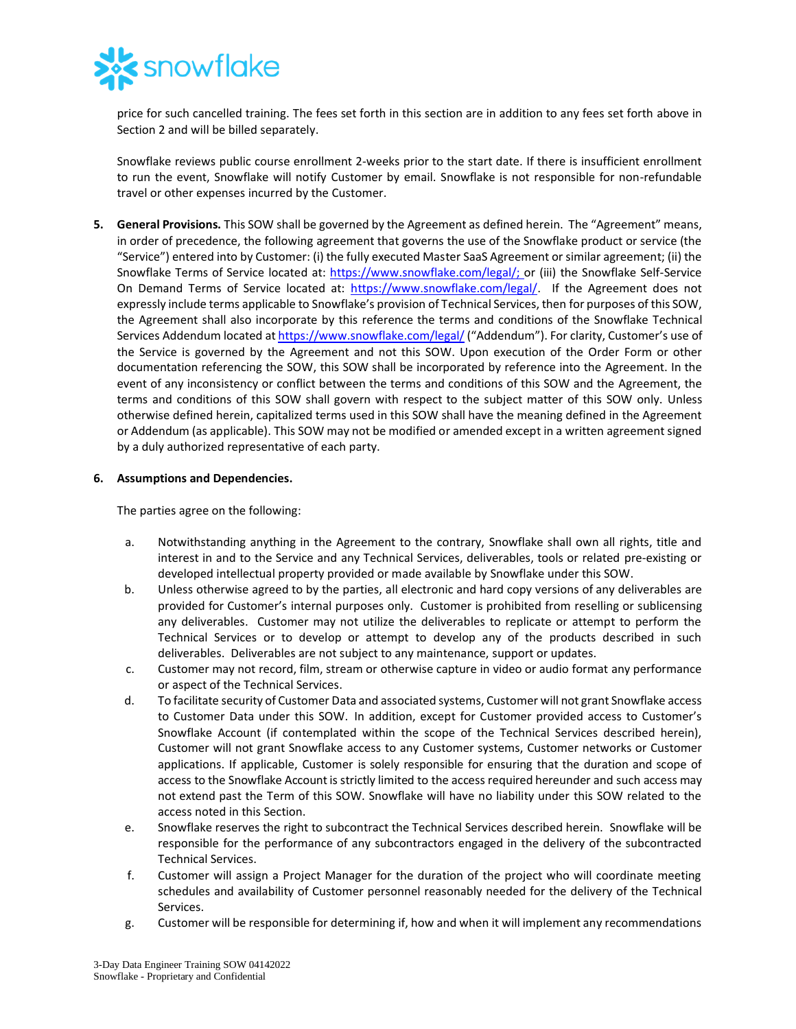price for such cancelled training. The fees set forth in this section are in addition to any fees set forth above in Section 2 and will be billed separately.

Snowflake reviews public course enrollment 2-weeks prior to the start date. If there is insufficient enrollment to run the event, Snowflake will notify Customer by email. Snowflake is not responsible for non-refundable travel or other expenses incurred by the Customer.

5. **General Provisions.** This SOW shall be governed by the Agreement as defined herein. The "Agreement" means, in order of precedence, the following agreement that governs the use of the Snowflake product or service (the "Service") entered into by Customer: (i) the fully executed Master SaaS Agreement or similar agreement; (ii) the Snowflake Terms of Service located at: https://www.snowflake.com/legal/; or (iii) the Snowflake Self-Service On Demand Terms of Service located at: https://www.snowflake.com/legal/. If the Agreement does not expressly include terms applicable to Snowflake's provision of Technical Services, then for purposes of this SOW, the Agreement shall also incorporate by this reference the terms and conditions of the Snowflake Technical Services Addendum located at https://www.snowflake.com/legal/ ("Addendum"). For clarity, Customer's use of the Service is governed by the Agreement and not this SOW. Upon execution of the Order Form or other documentation referencing the SOW, this SOW shall be incorporated by reference into the Agreement. In the event of any inconsistency or conflict between the terms and conditions of this SOW and the Agreement, the terms and conditions of this SOW shall govern with respect to the subject matter of this SOW only. Unless otherwise defined herein, capitalized terms used in this SOW shall have the meaning defined in the Agreement or Addendum (as applicable). This SOW may not be modified or amended except in a written agreement signed by a duly authorized representative of each party.

6. **Assumptions and Dependencies.**

   The parties agree on the following:

   a. Notwithstanding anything in the Agreement to the contrary, Snowflake shall own all rights, title and interest in and to the Service and any Technical Services, deliverables, tools or related pre-existing or developed intellectual property provided or made available by Snowflake under this SOW.
   b. Unless otherwise agreed to by the parties, all electronic and hard copy versions of any deliverables are provided for Customer's internal purposes only. Customer is prohibited from reselling or sublicensing any deliverables. Customer may not utilize the deliverables to replicate or attempt to perform the Technical Services or to develop or attempt to develop any of the products described in such deliverables. Deliverables are not subject to any maintenance, support or updates.
   c. Customer may not record, film, stream or otherwise capture in video or audio format any performance or aspect of the Technical Services.
   d. To facilitate security of Customer Data and associated systems, Customer will not grant Snowflake access to Customer Data under this SOW. In addition, except for Customer provided access to Customer's Snowflake Account (if contemplated within the scope of the Technical Services described herein), Customer will not grant Snowflake access to any Customer systems, Customer networks or Customer applications. If applicable, Customer is solely responsible for ensuring that the duration and scope of access to the Snowflake Account is strictly limited to the access required hereunder and such access may not extend past the Term of this SOW. Snowflake will have no liability under this SOW related to the access noted in this Section.
   e. Snowflake reserves the right to subcontract the Technical Services described herein. Snowflake will be responsible for the performance of any subcontractors engaged in the delivery of the subcontracted Technical Services.
   f. Customer will assign a Project Manager for the duration of the project who will coordinate meeting schedules and availability of Customer personnel reasonably needed for the delivery of the Technical Services.
   g. Customer will be responsible for determining if, how and when it will implement any recommendations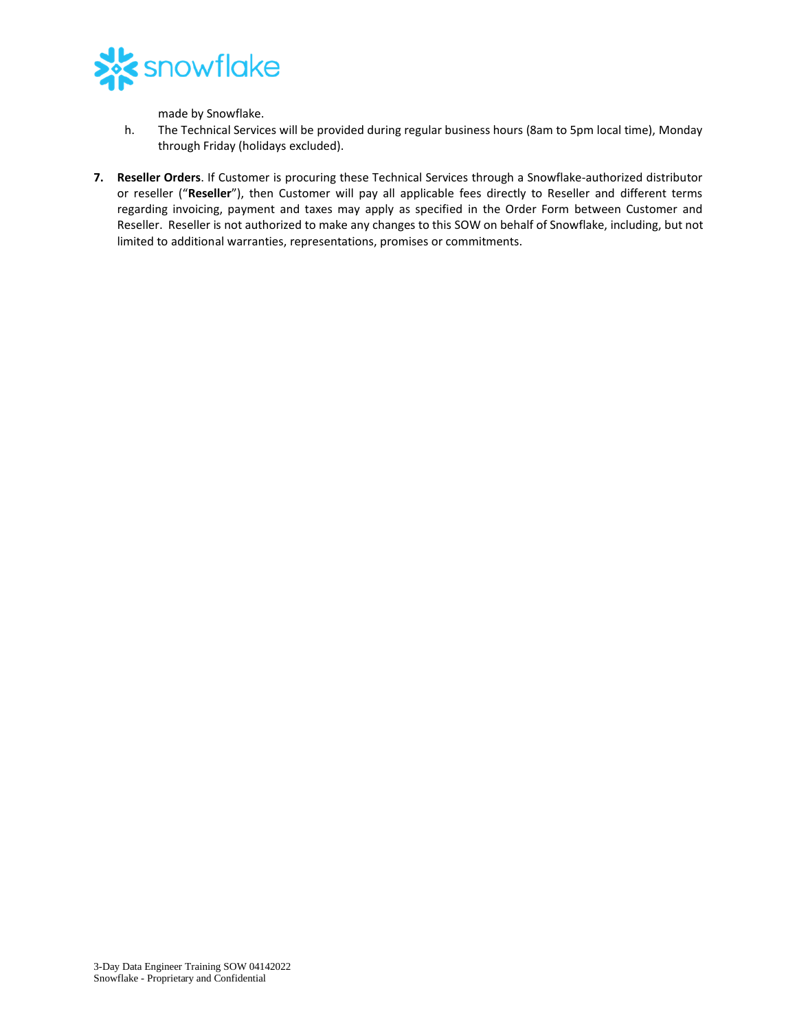made by Snowflake.

h. The Technical Services will be provided during regular business hours (8am to 5pm local time), Monday through Friday (holidays excluded).

7. **Reseller Orders**. If Customer is procuring these Technical Services through a Snowflake-authorized distributor or reseller ("**Reseller**"), then Customer will pay all applicable fees directly to Reseller and different terms regarding invoicing, payment and taxes may apply as specified in the Order Form between Customer and Reseller. Reseller is not authorized to make any changes to this SOW on behalf of Snowflake, including, but not limited to additional warranties, representations, promises or commitments.